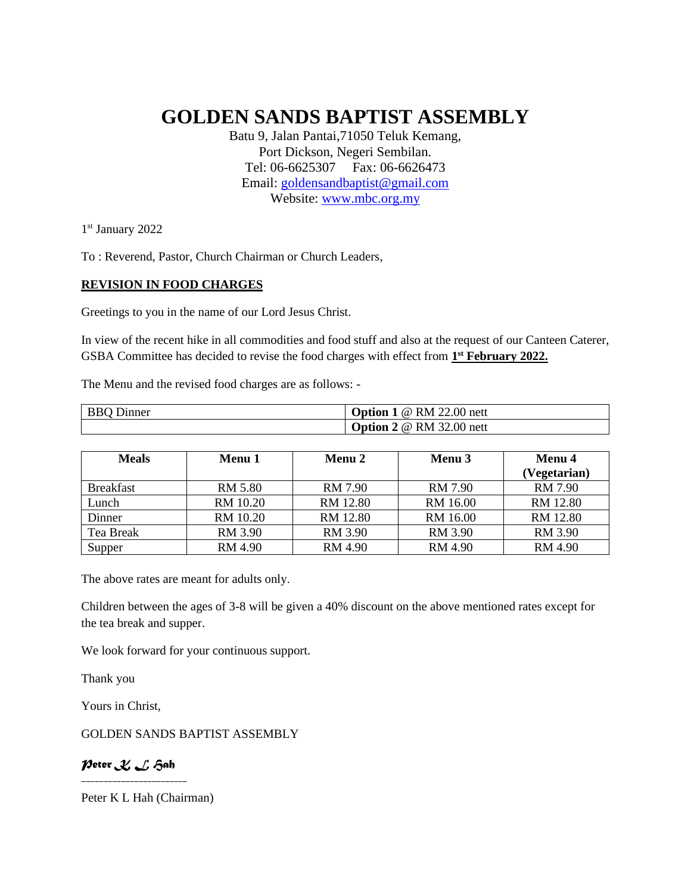# GOLDEN SANDS BAPTIST ASSEMBLY

Batu 9, Jalan Pantai,71050 Teluk Kemang,
Port Dickson, Negeri Sembilan.
Tel: 06-6625307 Fax: 06-6626473
Email: goldensandbaptist@gmail.com
Website: www.mbc.org.my

1st January 2022

To : Reverend, Pastor, Church Chairman or Church Leaders,

**REVISION IN FOOD CHARGES**

Greetings to you in the name of our Lord Jesus Christ.

In view of the recent hike in all commodities and food stuff and also at the request of our Canteen Caterer, GSBA Committee has decided to revise the food charges with effect from **1st February 2022.**

The Menu and the revised food charges are as follows: -

| | |
|---|---|
| BBQ Dinner | **Option 1** @ RM 22.00 nett |
| | **Option 2** @ RM 32.00 nett |

| Meals | Menu 1 | Menu 2 | Menu 3 | Menu 4 (Vegetarian) |
|---|---|---|---|---|
| Breakfast | RM 5.80 | RM 7.90 | RM 7.90 | RM 7.90 |
| Lunch | RM 10.20 | RM 12.80 | RM 16.00 | RM 12.80 |
| Dinner | RM 10.20 | RM 12.80 | RM 16.00 | RM 12.80 |
| Tea Break | RM 3.90 | RM 3.90 | RM 3.90 | RM 3.90 |
| Supper | RM 4.90 | RM 4.90 | RM 4.90 | RM 4.90 |

The above rates are meant for adults only.

Children between the ages of 3-8 will be given a 40% discount on the above mentioned rates except for the tea break and supper.

We look forward for your continuous support.

Thank you

Yours in Christ,

GOLDEN SANDS BAPTIST ASSEMBLY

*Peter K L Hah*

Peter K L Hah (Chairman)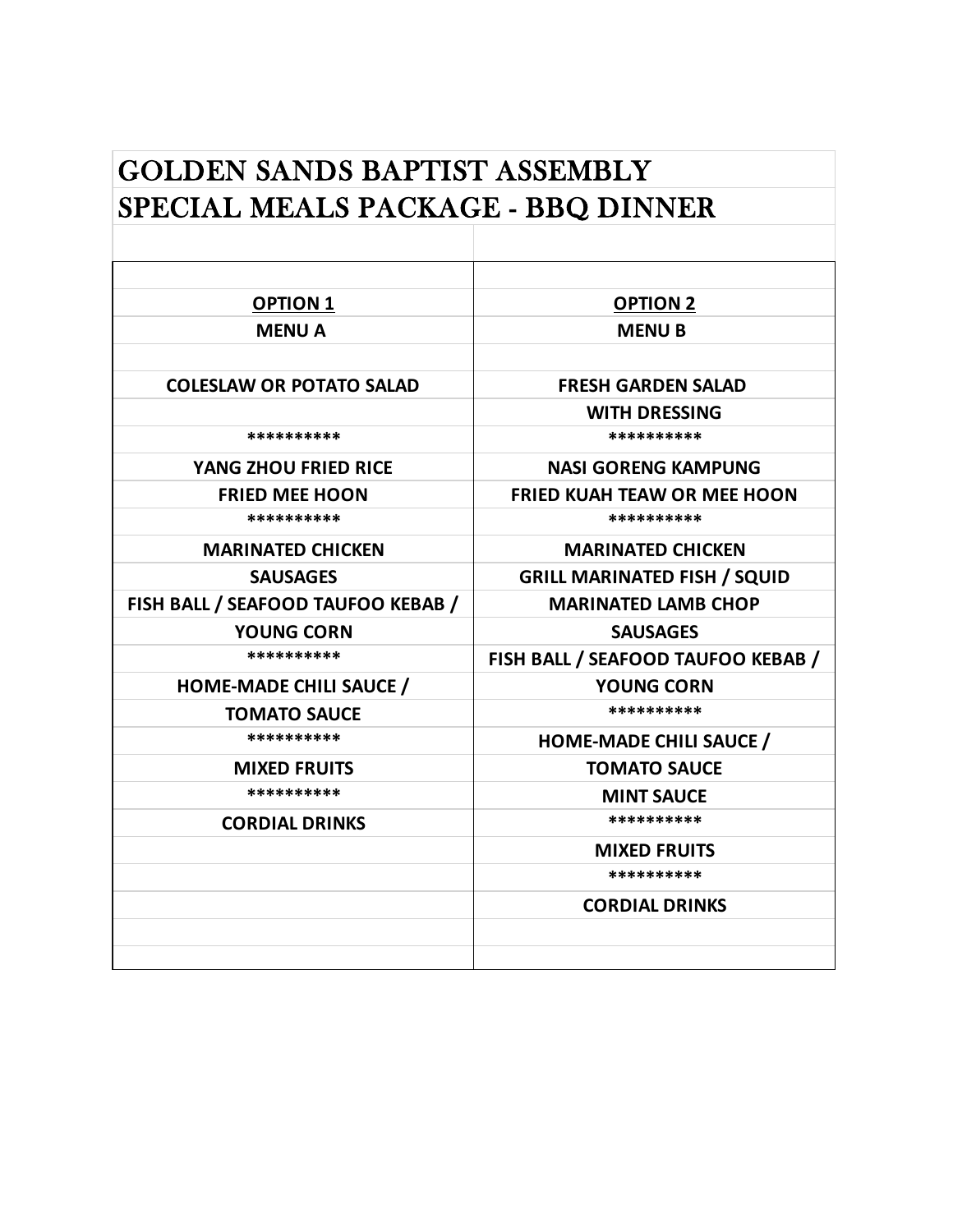# GOLDEN SANDS BAPTIST ASSEMBLY
# SPECIAL MEALS PACKAGE - BBQ DINNER

| OPTION 1 | OPTION 2 |
| --- | --- |
| **MENU A** | **MENU B** |
| | |
| COLESLAW OR POTATO SALAD | FRESH GARDEN SALAD |
| | WITH DRESSING |
| ********** | ********** |
| YANG ZHOU FRIED RICE | NASI GORENG KAMPUNG |
| FRIED MEE HOON | FRIED KUAH TEAW OR MEE HOON |
| ********** | ********** |
| MARINATED CHICKEN | MARINATED CHICKEN |
| SAUSAGES | GRILL MARINATED FISH / SQUID |
| FISH BALL / SEAFOOD TAUFOO KEBAB / | MARINATED LAMB CHOP |
| YOUNG CORN | SAUSAGES |
| ********** | FISH BALL / SEAFOOD TAUFOO KEBAB / |
| HOME-MADE CHILI SAUCE / | YOUNG CORN |
| TOMATO SAUCE | ********** |
| ********** | HOME-MADE CHILI SAUCE / |
| MIXED FRUITS | TOMATO SAUCE |
| ********** | MINT SAUCE |
| CORDIAL DRINKS | ********** |
| | MIXED FRUITS |
| | ********** |
| | CORDIAL DRINKS |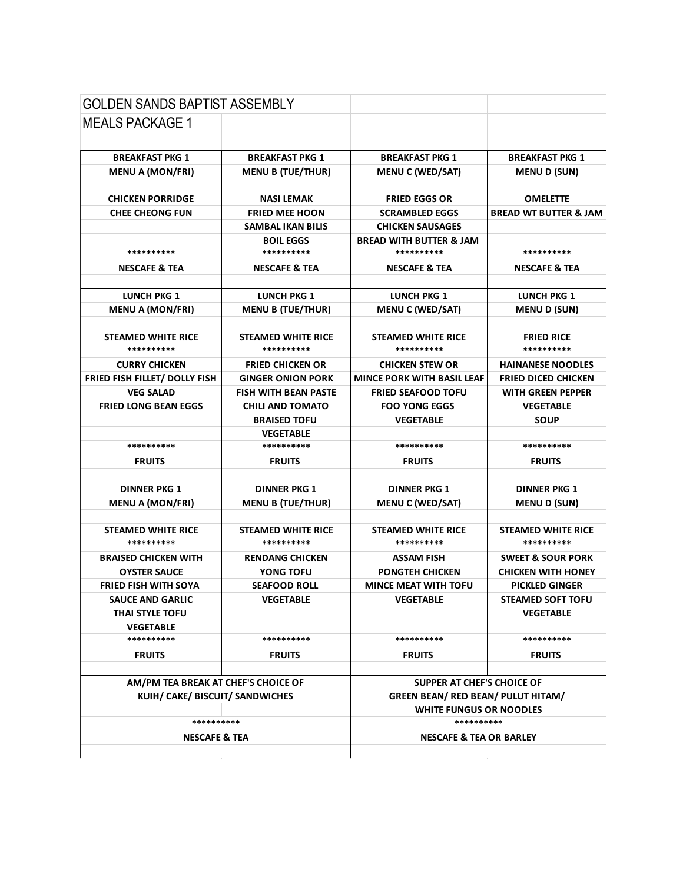# GOLDEN SANDS BAPTIST ASSEMBLY

## MEALS PACKAGE 1

| BREAKFAST PKG 1 | BREAKFAST PKG 1 | BREAKFAST PKG 1 | BREAKFAST PKG 1 |
|---|---|---|---|
| MENU A (MON/FRI) | MENU B (TUE/THUR) | MENU C (WED/SAT) | MENU D (SUN) |
| | | | |
| CHICKEN PORRIDGE | NASI LEMAK | FRIED EGGS OR | OMELETTE |
| CHEE CHEONG FUN | FRIED MEE HOON | SCRAMBLED EGGS | BREAD WT BUTTER & JAM |
| | SAMBAL IKAN BILIS | CHICKEN SAUSAGES | |
| | BOIL EGGS | BREAD WITH BUTTER & JAM | |
| ********** | ********** | ********** | ********** |
| NESCAFE & TEA | NESCAFE & TEA | NESCAFE & TEA | NESCAFE & TEA |

| LUNCH PKG 1 | LUNCH PKG 1 | LUNCH PKG 1 | LUNCH PKG 1 |
|---|---|---|---|
| MENU A (MON/FRI) | MENU B (TUE/THUR) | MENU C (WED/SAT) | MENU D (SUN) |
| | | | |
| STEAMED WHITE RICE | STEAMED WHITE RICE | STEAMED WHITE RICE | FRIED RICE |
| ********** | ********** | ********** | ********** |
| CURRY CHICKEN | FRIED CHICKEN OR | CHICKEN STEW OR | HAINANESE NOODLES |
| FRIED FISH FILLET/ DOLLY FISH | GINGER ONION PORK | MINCE PORK WITH BASIL LEAF | FRIED DICED CHICKEN |
| VEG SALAD | FISH WITH BEAN PASTE | FRIED SEAFOOD TOFU | WITH GREEN PEPPER |
| FRIED LONG BEAN EGGS | CHILI AND TOMATO | FOO YONG EGGS | VEGETABLE |
| | BRAISED TOFU | VEGETABLE | SOUP |
| | VEGETABLE | | |
| ********** | ********** | ********** | ********** |
| FRUITS | FRUITS | FRUITS | FRUITS |

| DINNER PKG 1 | DINNER PKG 1 | DINNER PKG 1 | DINNER PKG 1 |
|---|---|---|---|
| MENU A (MON/FRI) | MENU B (TUE/THUR) | MENU C (WED/SAT) | MENU D (SUN) |
| | | | |
| STEAMED WHITE RICE | STEAMED WHITE RICE | STEAMED WHITE RICE | STEAMED WHITE RICE |
| ********** | ********** | ********** | ********** |
| BRAISED CHICKEN WITH | RENDANG CHICKEN | ASSAM FISH | SWEET & SOUR PORK |
| OYSTER SAUCE | YONG TOFU | PONGTEH CHICKEN | CHICKEN WITH HONEY |
| FRIED FISH WITH SOYA | SEAFOOD ROLL | MINCE MEAT WITH TOFU | PICKLED GINGER |
| SAUCE AND GARLIC | VEGETABLE | VEGETABLE | STEAMED SOFT TOFU |
| THAI STYLE TOFU | | | VEGETABLE |
| VEGETABLE | | | |
| ********** | ********** | ********** | ********** |
| FRUITS | FRUITS | FRUITS | FRUITS |

| AM/PM TEA BREAK AT CHEF'S CHOICE OF | SUPPER AT CHEF'S CHOICE OF |
|---|---|
| KUIH/ CAKE/ BISCUIT/ SANDWICHES | GREEN BEAN/ RED BEAN/ PULUT HITAM/ |
| | WHITE FUNGUS OR NOODLES |
| ********** | ********** |
| NESCAFE & TEA | NESCAFE & TEA OR BARLEY |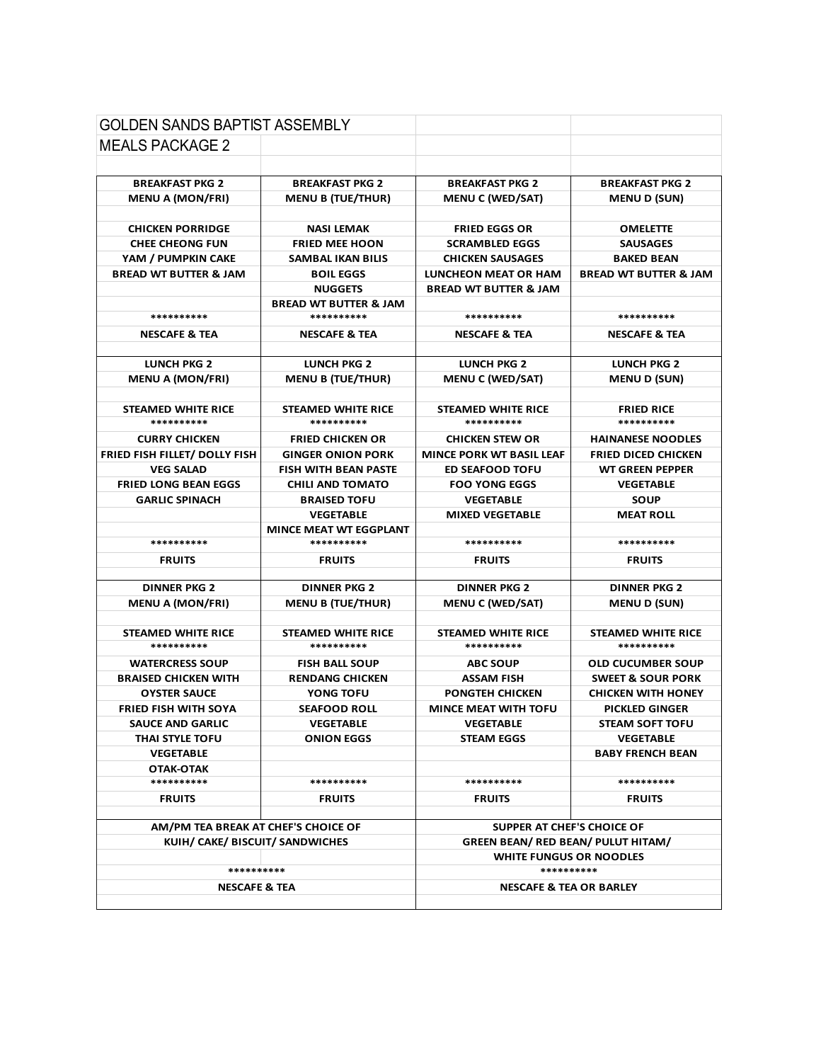# GOLDEN SANDS BAPTIST ASSEMBLY

## MEALS PACKAGE 2

| BREAKFAST PKG 2 | BREAKFAST PKG 2 | BREAKFAST PKG 2 | BREAKFAST PKG 2 |
|---|---|---|---|
| MENU A (MON/FRI) | MENU B (TUE/THUR) | MENU C (WED/SAT) | MENU D (SUN) |
| | | | |
| CHICKEN PORRIDGE | NASI LEMAK | FRIED EGGS OR | OMELETTE |
| CHEE CHEONG FUN | FRIED MEE HOON | SCRAMBLED EGGS | SAUSAGES |
| YAM / PUMPKIN CAKE | SAMBAL IKAN BILIS | CHICKEN SAUSAGES | BAKED BEAN |
| BREAD WT BUTTER & JAM | BOIL EGGS | LUNCHEON MEAT OR HAM | BREAD WT BUTTER & JAM |
| | NUGGETS | BREAD WT BUTTER & JAM | |
| | BREAD WT BUTTER & JAM | | |
| ********** | ********** | ********** | ********** |
| NESCAFE & TEA | NESCAFE & TEA | NESCAFE & TEA | NESCAFE & TEA |

| LUNCH PKG 2 | LUNCH PKG 2 | LUNCH PKG 2 | LUNCH PKG 2 |
|---|---|---|---|
| MENU A (MON/FRI) | MENU B (TUE/THUR) | MENU C (WED/SAT) | MENU D (SUN) |
| | | | |
| STEAMED WHITE RICE | STEAMED WHITE RICE | STEAMED WHITE RICE | FRIED RICE |
| ********** | ********** | ********** | ********** |
| CURRY CHICKEN | FRIED CHICKEN OR | CHICKEN STEW OR | HAINANESE NOODLES |
| FRIED FISH FILLET/ DOLLY FISH | GINGER ONION PORK | MINCE PORK WT BASIL LEAF | FRIED DICED CHICKEN |
| VEG SALAD | FISH WITH BEAN PASTE | ED SEAFOOD TOFU | WT GREEN PEPPER |
| FRIED LONG BEAN EGGS | CHILI AND TOMATO | FOO YONG EGGS | VEGETABLE |
| GARLIC SPINACH | BRAISED TOFU | VEGETABLE | SOUP |
| | VEGETABLE | MIXED VEGETABLE | MEAT ROLL |
| | MINCE MEAT WT EGGPLANT | | |
| ********** | ********** | ********** | ********** |
| FRUITS | FRUITS | FRUITS | FRUITS |

| DINNER PKG 2 | DINNER PKG 2 | DINNER PKG 2 | DINNER PKG 2 |
|---|---|---|---|
| MENU A (MON/FRI) | MENU B (TUE/THUR) | MENU C (WED/SAT) | MENU D (SUN) |
| | | | |
| STEAMED WHITE RICE | STEAMED WHITE RICE | STEAMED WHITE RICE | STEAMED WHITE RICE |
| ********** | ********** | ********** | ********** |
| WATERCRESS SOUP | FISH BALL SOUP | ABC SOUP | OLD CUCUMBER SOUP |
| BRAISED CHICKEN WITH | RENDANG CHICKEN | ASSAM FISH | SWEET & SOUR PORK |
| OYSTER SAUCE | YONG TOFU | PONGTEH CHICKEN | CHICKEN WITH HONEY |
| FRIED FISH WITH SOYA | SEAFOOD ROLL | MINCE MEAT WITH TOFU | PICKLED GINGER |
| SAUCE AND GARLIC | VEGETABLE | VEGETABLE | STEAM SOFT TOFU |
| THAI STYLE TOFU | ONION EGGS | STEAM EGGS | VEGETABLE |
| VEGETABLE | | | BABY FRENCH BEAN |
| OTAK-OTAK | | | |
| ********** | ********** | ********** | ********** |
| FRUITS | FRUITS | FRUITS | FRUITS |

| AM/PM TEA BREAK AT CHEF'S CHOICE OF | SUPPER AT CHEF'S CHOICE OF |
|---|---|
| KUIH/ CAKE/ BISCUIT/ SANDWICHES | GREEN BEAN/ RED BEAN/ PULUT HITAM/ |
| | WHITE FUNGUS OR NOODLES |
| ********** | ********** |
| NESCAFE & TEA | NESCAFE & TEA OR BARLEY |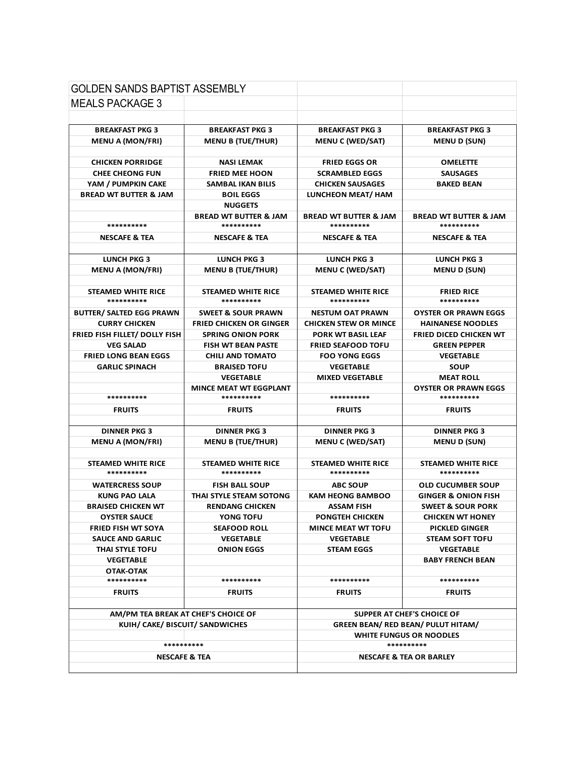GOLDEN SANDS BAPTIST ASSEMBLY

MEALS PACKAGE 3

| BREAKFAST PKG 3 | BREAKFAST PKG 3 | BREAKFAST PKG 3 | BREAKFAST PKG 3 |
|---|---|---|---|
| MENU A (MON/FRI) | MENU B (TUE/THUR) | MENU C (WED/SAT) | MENU D (SUN) |
| | | | |
| CHICKEN PORRIDGE | NASI LEMAK | FRIED EGGS OR | OMELETTE |
| CHEE CHEONG FUN | FRIED MEE HOON | SCRAMBLED EGGS | SAUSAGES |
| YAM / PUMPKIN CAKE | SAMBAL IKAN BILIS | CHICKEN SAUSAGES | BAKED BEAN |
| BREAD WT BUTTER & JAM | BOIL EGGS | LUNCHEON MEAT/ HAM | |
| | NUGGETS | | |
| | BREAD WT BUTTER & JAM | BREAD WT BUTTER & JAM | BREAD WT BUTTER & JAM |
| ********** | ********** | ********** | ********** |
| NESCAFE & TEA | NESCAFE & TEA | NESCAFE & TEA | NESCAFE & TEA |
| | | | |
| LUNCH PKG 3 | LUNCH PKG 3 | LUNCH PKG 3 | LUNCH PKG 3 |
| MENU A (MON/FRI) | MENU B (TUE/THUR) | MENU C (WED/SAT) | MENU D (SUN) |
| | | | |
| STEAMED WHITE RICE | STEAMED WHITE RICE | STEAMED WHITE RICE | FRIED RICE |
| ********** | ********** | ********** | ********** |
| BUTTER/ SALTED EGG PRAWN | SWEET & SOUR PRAWN | NESTUM OAT PRAWN | OYSTER OR PRAWN EGGS |
| CURRY CHICKEN | FRIED CHICKEN OR GINGER | CHICKEN STEW OR MINCE | HAINANESE NOODLES |
| FRIED FISH FILLET/ DOLLY FISH | SPRING ONION PORK | PORK WT BASIL LEAF | FRIED DICED CHICKEN WT |
| VEG SALAD | FISH WT BEAN PASTE | FRIED SEAFOOD TOFU | GREEN PEPPER |
| FRIED LONG BEAN EGGS | CHILI AND TOMATO | FOO YONG EGGS | VEGETABLE |
| GARLIC SPINACH | BRAISED TOFU | VEGETABLE | SOUP |
| | VEGETABLE | MIXED VEGETABLE | MEAT ROLL |
| | MINCE MEAT WT EGGPLANT | | OYSTER OR PRAWN EGGS |
| ********** | ********** | ********** | ********** |
| FRUITS | FRUITS | FRUITS | FRUITS |
| | | | |
| DINNER PKG 3 | DINNER PKG 3 | DINNER PKG 3 | DINNER PKG 3 |
| MENU A (MON/FRI) | MENU B (TUE/THUR) | MENU C (WED/SAT) | MENU D (SUN) |
| | | | |
| STEAMED WHITE RICE | STEAMED WHITE RICE | STEAMED WHITE RICE | STEAMED WHITE RICE |
| ********** | ********** | ********** | ********** |
| WATERCRESS SOUP | FISH BALL SOUP | ABC SOUP | OLD CUCUMBER SOUP |
| KUNG PAO LALA | THAI STYLE STEAM SOTONG | KAM HEONG BAMBOO | GINGER & ONION FISH |
| BRAISED CHICKEN WT | RENDANG CHICKEN | ASSAM FISH | SWEET & SOUR PORK |
| OYSTER SAUCE | YONG TOFU | PONGTEH CHICKEN | CHICKEN WT HONEY |
| FRIED FISH WT SOYA | SEAFOOD ROLL | MINCE MEAT WT TOFU | PICKLED GINGER |
| SAUCE AND GARLIC | VEGETABLE | VEGETABLE | STEAM SOFT TOFU |
| THAI STYLE TOFU | ONION EGGS | STEAM EGGS | VEGETABLE |
| VEGETABLE | | | BABY FRENCH BEAN |
| OTAK-OTAK | | | |
| ********** | ********** | ********** | ********** |
| FRUITS | FRUITS | FRUITS | FRUITS |

| AM/PM TEA BREAK AT CHEF'S CHOICE OF | SUPPER AT CHEF'S CHOICE OF |
|---|---|
| KUIH/ CAKE/ BISCUIT/ SANDWICHES | GREEN BEAN/ RED BEAN/ PULUT HITAM/ |
| | WHITE FUNGUS OR NOODLES |
| ********** | ********** |
| NESCAFE & TEA | NESCAFE & TEA OR BARLEY |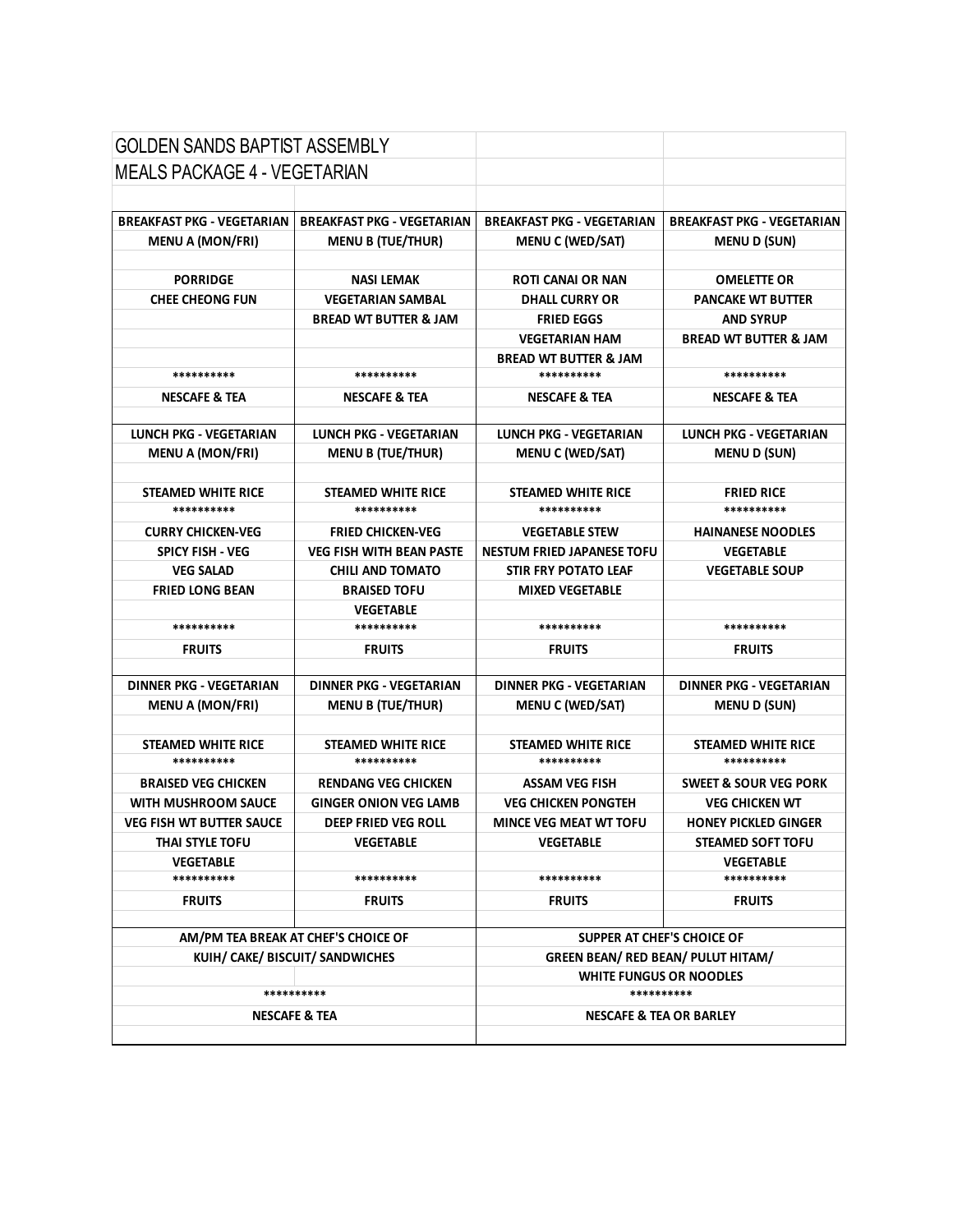# GOLDEN SANDS BAPTIST ASSEMBLY

## MEALS PACKAGE 4 - VEGETARIAN

| | | | |
|---|---|---|---|
| **BREAKFAST PKG - VEGETARIAN** | **BREAKFAST PKG - VEGETARIAN** | **BREAKFAST PKG - VEGETARIAN** | **BREAKFAST PKG - VEGETARIAN** |
| **MENU A (MON/FRI)** | **MENU B (TUE/THUR)** | **MENU C (WED/SAT)** | **MENU D (SUN)** |
| | | | |
| **PORRIDGE** | **NASI LEMAK** | **ROTI CANAI OR NAN** | **OMELETTE OR** |
| **CHEE CHEONG FUN** | **VEGETARIAN SAMBAL** | **DHALL CURRY OR** | **PANCAKE WT BUTTER** |
| | **BREAD WT BUTTER & JAM** | **FRIED EGGS** | **AND SYRUP** |
| | | **VEGETARIAN HAM** | **BREAD WT BUTTER & JAM** |
| | | **BREAD WT BUTTER & JAM** | |
| ********** | ********** | ********** | ********** |
| **NESCAFE & TEA** | **NESCAFE & TEA** | **NESCAFE & TEA** | **NESCAFE & TEA** |
| | | | |
| **LUNCH PKG - VEGETARIAN** | **LUNCH PKG - VEGETARIAN** | **LUNCH PKG - VEGETARIAN** | **LUNCH PKG - VEGETARIAN** |
| **MENU A (MON/FRI)** | **MENU B (TUE/THUR)** | **MENU C (WED/SAT)** | **MENU D (SUN)** |
| | | | |
| **STEAMED WHITE RICE** | **STEAMED WHITE RICE** | **STEAMED WHITE RICE** | **FRIED RICE** |
| ********** | ********** | ********** | ********** |
| **CURRY CHICKEN-VEG** | **FRIED CHICKEN-VEG** | **VEGETABLE STEW** | **HAINANESE NOODLES** |
| **SPICY FISH - VEG** | **VEG FISH WITH BEAN PASTE** | **NESTUM FRIED JAPANESE TOFU** | **VEGETABLE** |
| **VEG SALAD** | **CHILI AND TOMATO** | **STIR FRY POTATO LEAF** | **VEGETABLE SOUP** |
| **FRIED LONG BEAN** | **BRAISED TOFU** | **MIXED VEGETABLE** | |
| | **VEGETABLE** | | |
| ********** | ********** | ********** | ********** |
| **FRUITS** | **FRUITS** | **FRUITS** | **FRUITS** |
| | | | |
| **DINNER PKG - VEGETARIAN** | **DINNER PKG - VEGETARIAN** | **DINNER PKG - VEGETARIAN** | **DINNER PKG - VEGETARIAN** |
| **MENU A (MON/FRI)** | **MENU B (TUE/THUR)** | **MENU C (WED/SAT)** | **MENU D (SUN)** |
| | | | |
| **STEAMED WHITE RICE** | **STEAMED WHITE RICE** | **STEAMED WHITE RICE** | **STEAMED WHITE RICE** |
| ********** | ********** | ********** | ********** |
| **BRAISED VEG CHICKEN** | **RENDANG VEG CHICKEN** | **ASSAM VEG FISH** | **SWEET & SOUR VEG PORK** |
| **WITH MUSHROOM SAUCE** | **GINGER ONION VEG LAMB** | **VEG CHICKEN PONGTEH** | **VEG CHICKEN WT** |
| **VEG FISH WT BUTTER SAUCE** | **DEEP FRIED VEG ROLL** | **MINCE VEG MEAT WT TOFU** | **HONEY PICKLED GINGER** |
| **THAI STYLE TOFU** | **VEGETABLE** | **VEGETABLE** | **STEAMED SOFT TOFU** |
| **VEGETABLE** | | | **VEGETABLE** |
| ********** | ********** | ********** | ********** |
| **FRUITS** | **FRUITS** | **FRUITS** | **FRUITS** |
| | | | |
| **AM/PM TEA BREAK AT CHEF'S CHOICE OF** | | **SUPPER AT CHEF'S CHOICE OF** | |
| **KUIH/ CAKE/ BISCUIT/ SANDWICHES** | | **GREEN BEAN/ RED BEAN/ PULUT HITAM/** | |
| | | **WHITE FUNGUS OR NOODLES** | |
| ********** | | ********** | |
| **NESCAFE & TEA** | | **NESCAFE & TEA OR BARLEY** | |